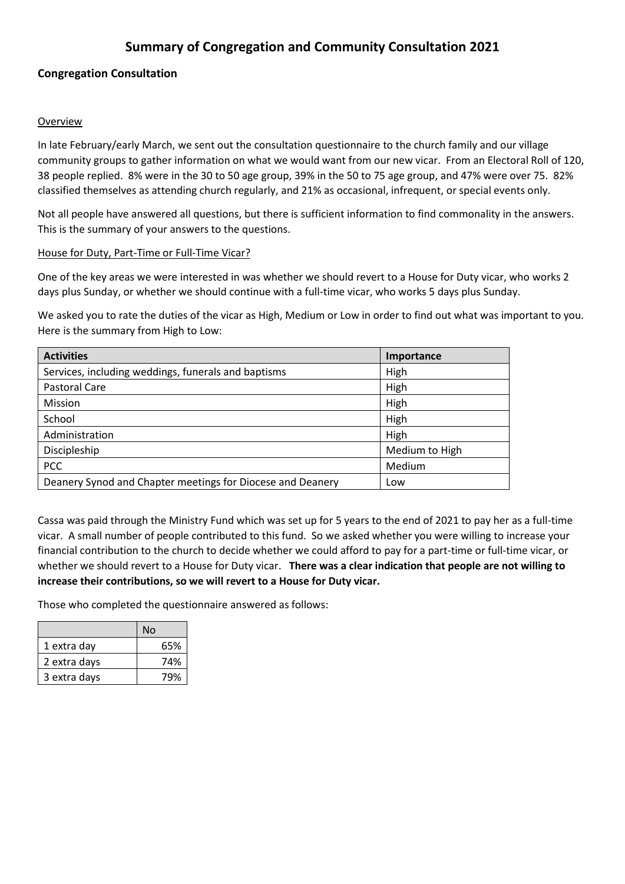# Summary of Congregation and Community Consultation 2021

## Congregation Consultation

### Overview

In late February/early March, we sent out the consultation questionnaire to the church family and our village community groups to gather information on what we would want from our new vicar. From an Electoral Roll of 120, 38 people replied. 8% were in the 30 to 50 age group, 39% in the 50 to 75 age group, and 47% were over 75. 82% classified themselves as attending church regularly, and 21% as occasional, infrequent, or special events only.

Not all people have answered all questions, but there is sufficient information to find commonality in the answers. This is the summary of your answers to the questions.

### House for Duty, Part-Time or Full-Time Vicar?

One of the key areas we were interested in was whether we should revert to a House for Duty vicar, who works 2 days plus Sunday, or whether we should continue with a full-time vicar, who works 5 days plus Sunday.

We asked you to rate the duties of the vicar as High, Medium or Low in order to find out what was important to you. Here is the summary from High to Low:

| Activities | Importance |
| --- | --- |
| Services, including weddings, funerals and baptisms | High |
| Pastoral Care | High |
| Mission | High |
| School | High |
| Administration | High |
| Discipleship | Medium to High |
| PCC | Medium |
| Deanery Synod and Chapter meetings for Diocese and Deanery | Low |

Cassa was paid through the Ministry Fund which was set up for 5 years to the end of 2021 to pay her as a full-time vicar. A small number of people contributed to this fund. So we asked whether you were willing to increase your financial contribution to the church to decide whether we could afford to pay for a part-time or full-time vicar, or whether we should revert to a House for Duty vicar. **There was a clear indication that people are not willing to increase their contributions, so we will revert to a House for Duty vicar.**

Those who completed the questionnaire answered as follows:

| | No |
| --- | --- |
| 1 extra day | 65% |
| 2 extra days | 74% |
| 3 extra days | 79% |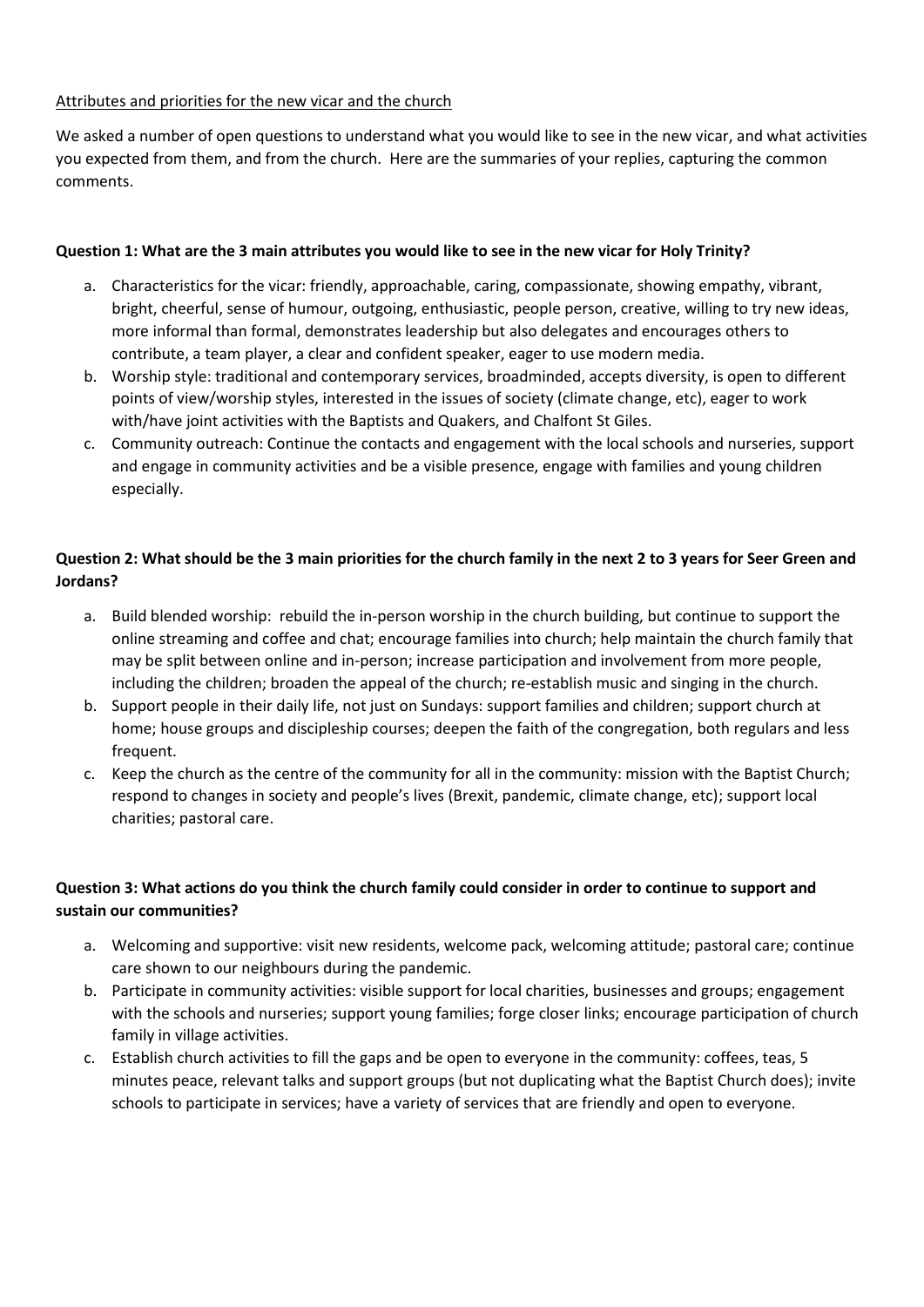Attributes and priorities for the new vicar and the church

We asked a number of open questions to understand what you would like to see in the new vicar, and what activities you expected from them, and from the church. Here are the summaries of your replies, capturing the common comments.

**Question 1: What are the 3 main attributes you would like to see in the new vicar for Holy Trinity?**

a. Characteristics for the vicar: friendly, approachable, caring, compassionate, showing empathy, vibrant, bright, cheerful, sense of humour, outgoing, enthusiastic, people person, creative, willing to try new ideas, more informal than formal, demonstrates leadership but also delegates and encourages others to contribute, a team player, a clear and confident speaker, eager to use modern media.
b. Worship style: traditional and contemporary services, broadminded, accepts diversity, is open to different points of view/worship styles, interested in the issues of society (climate change, etc), eager to work with/have joint activities with the Baptists and Quakers, and Chalfont St Giles.
c. Community outreach: Continue the contacts and engagement with the local schools and nurseries, support and engage in community activities and be a visible presence, engage with families and young children especially.

**Question 2: What should be the 3 main priorities for the church family in the next 2 to 3 years for Seer Green and Jordans?**

a. Build blended worship: rebuild the in-person worship in the church building, but continue to support the online streaming and coffee and chat; encourage families into church; help maintain the church family that may be split between online and in-person; increase participation and involvement from more people, including the children; broaden the appeal of the church; re-establish music and singing in the church.
b. Support people in their daily life, not just on Sundays: support families and children; support church at home; house groups and discipleship courses; deepen the faith of the congregation, both regulars and less frequent.
c. Keep the church as the centre of the community for all in the community: mission with the Baptist Church; respond to changes in society and people's lives (Brexit, pandemic, climate change, etc); support local charities; pastoral care.

**Question 3: What actions do you think the church family could consider in order to continue to support and sustain our communities?**

a. Welcoming and supportive: visit new residents, welcome pack, welcoming attitude; pastoral care; continue care shown to our neighbours during the pandemic.
b. Participate in community activities: visible support for local charities, businesses and groups; engagement with the schools and nurseries; support young families; forge closer links; encourage participation of church family in village activities.
c. Establish church activities to fill the gaps and be open to everyone in the community: coffees, teas, 5 minutes peace, relevant talks and support groups (but not duplicating what the Baptist Church does); invite schools to participate in services; have a variety of services that are friendly and open to everyone.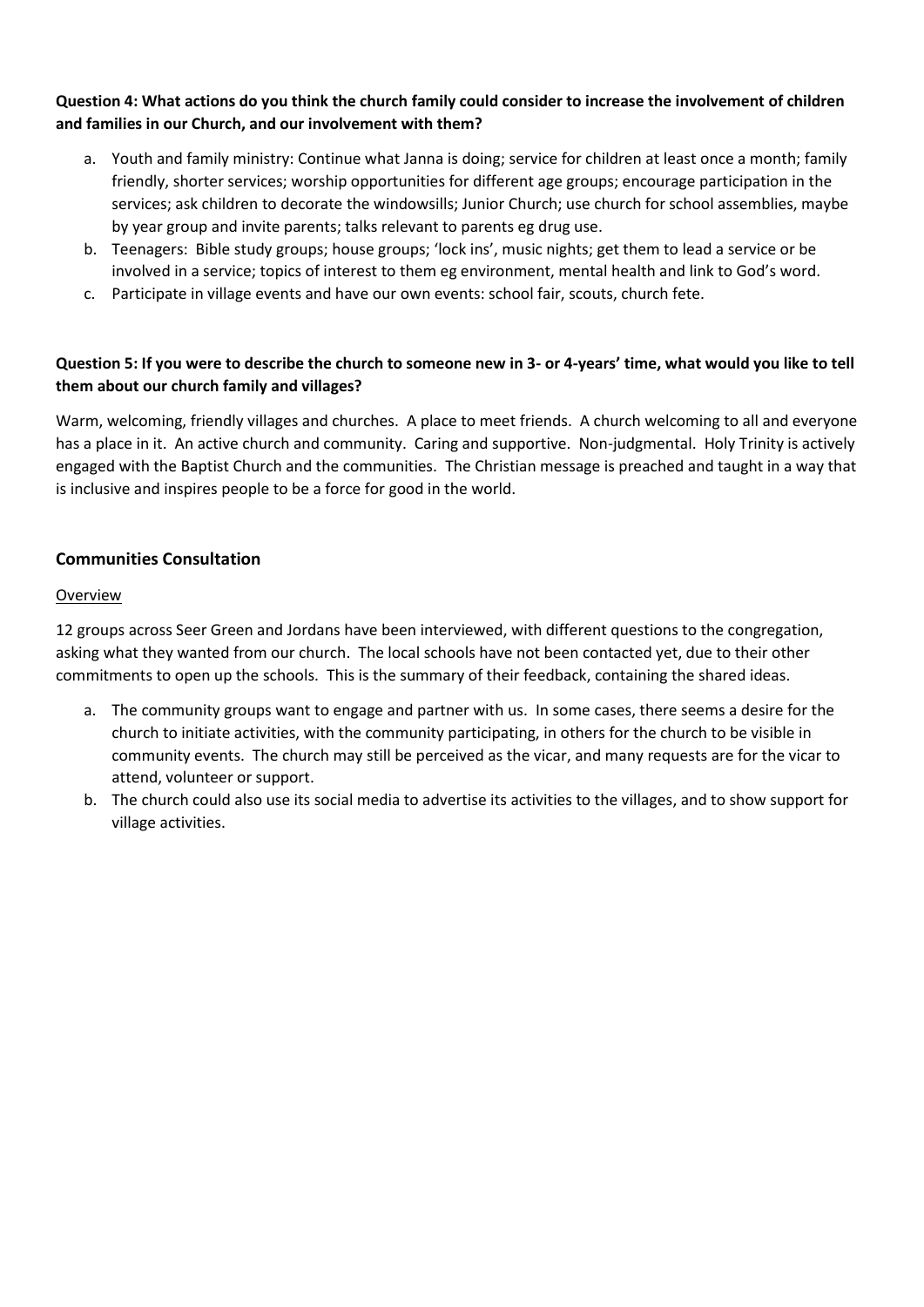**Question 4: What actions do you think the church family could consider to increase the involvement of children and families in our Church, and our involvement with them?**

a. Youth and family ministry: Continue what Janna is doing; service for children at least once a month; family friendly, shorter services; worship opportunities for different age groups; encourage participation in the services; ask children to decorate the windowsills; Junior Church; use church for school assemblies, maybe by year group and invite parents; talks relevant to parents eg drug use.
b. Teenagers: Bible study groups; house groups; 'lock ins', music nights; get them to lead a service or be involved in a service; topics of interest to them eg environment, mental health and link to God's word.
c. Participate in village events and have our own events: school fair, scouts, church fete.

**Question 5: If you were to describe the church to someone new in 3- or 4-years' time, what would you like to tell them about our church family and villages?**

Warm, welcoming, friendly villages and churches. A place to meet friends. A church welcoming to all and everyone has a place in it. An active church and community. Caring and supportive. Non-judgmental. Holy Trinity is actively engaged with the Baptist Church and the communities. The Christian message is preached and taught in a way that is inclusive and inspires people to be a force for good in the world.

## Communities Consultation

Overview

12 groups across Seer Green and Jordans have been interviewed, with different questions to the congregation, asking what they wanted from our church. The local schools have not been contacted yet, due to their other commitments to open up the schools. This is the summary of their feedback, containing the shared ideas.

a. The community groups want to engage and partner with us. In some cases, there seems a desire for the church to initiate activities, with the community participating, in others for the church to be visible in community events. The church may still be perceived as the vicar, and many requests are for the vicar to attend, volunteer or support.
b. The church could also use its social media to advertise its activities to the villages, and to show support for village activities.